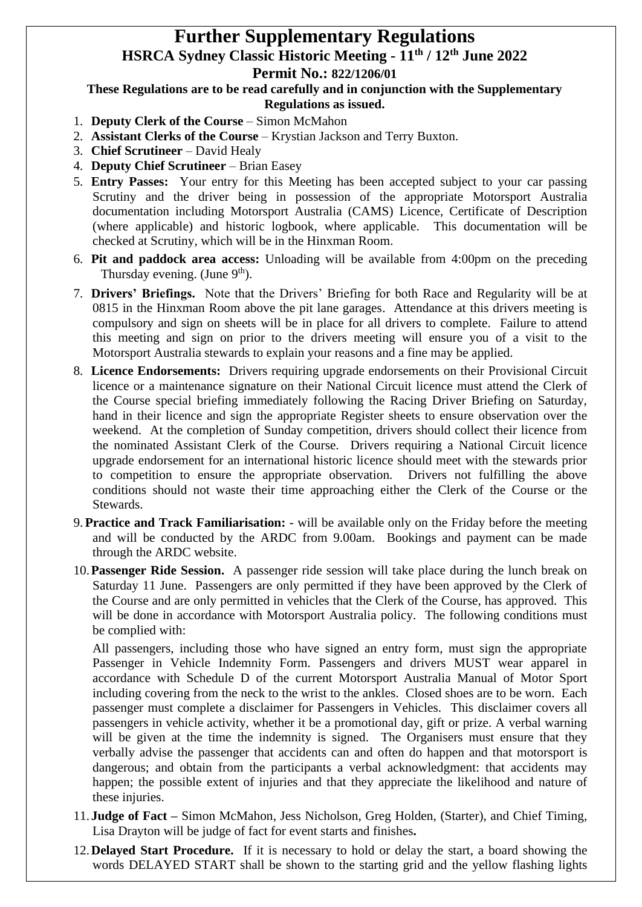# Further Supplementary Regulations

## HSRCA Sydney Classic Historic Meeting - 11th / 12th June 2022

## Permit No.: 822/1206/01

**These Regulations are to be read carefully and in conjunction with the Supplementary Regulations as issued.**

1. **Deputy Clerk of the Course** – Simon McMahon
2. **Assistant Clerks of the Course** – Krystian Jackson and Terry Buxton.
3. **Chief Scrutineer** – David Healy
4. **Deputy Chief Scrutineer** – Brian Easey
5. **Entry Passes:** Your entry for this Meeting has been accepted subject to your car passing Scrutiny and the driver being in possession of the appropriate Motorsport Australia documentation including Motorsport Australia (CAMS) Licence, Certificate of Description (where applicable) and historic logbook, where applicable. This documentation will be checked at Scrutiny, which will be in the Hinxman Room.
6. **Pit and paddock area access:** Unloading will be available from 4:00pm on the preceding Thursday evening. (June 9th).
7. **Drivers' Briefings.** Note that the Drivers' Briefing for both Race and Regularity will be at 0815 in the Hinxman Room above the pit lane garages. Attendance at this drivers meeting is compulsory and sign on sheets will be in place for all drivers to complete. Failure to attend this meeting and sign on prior to the drivers meeting will ensure you of a visit to the Motorsport Australia stewards to explain your reasons and a fine may be applied.
8. **Licence Endorsements:** Drivers requiring upgrade endorsements on their Provisional Circuit licence or a maintenance signature on their National Circuit licence must attend the Clerk of the Course special briefing immediately following the Racing Driver Briefing on Saturday, hand in their licence and sign the appropriate Register sheets to ensure observation over the weekend. At the completion of Sunday competition, drivers should collect their licence from the nominated Assistant Clerk of the Course. Drivers requiring a National Circuit licence upgrade endorsement for an international historic licence should meet with the stewards prior to competition to ensure the appropriate observation. Drivers not fulfilling the above conditions should not waste their time approaching either the Clerk of the Course or the Stewards.
9. **Practice and Track Familiarisation:** - will be available only on the Friday before the meeting and will be conducted by the ARDC from 9.00am. Bookings and payment can be made through the ARDC website.
10. **Passenger Ride Session.** A passenger ride session will take place during the lunch break on Saturday 11 June. Passengers are only permitted if they have been approved by the Clerk of the Course and are only permitted in vehicles that the Clerk of the Course, has approved. This will be done in accordance with Motorsport Australia policy. The following conditions must be complied with:

    All passengers, including those who have signed an entry form, must sign the appropriate Passenger in Vehicle Indemnity Form. Passengers and drivers MUST wear apparel in accordance with Schedule D of the current Motorsport Australia Manual of Motor Sport including covering from the neck to the wrist to the ankles. Closed shoes are to be worn. Each passenger must complete a disclaimer for Passengers in Vehicles. This disclaimer covers all passengers in vehicle activity, whether it be a promotional day, gift or prize. A verbal warning will be given at the time the indemnity is signed. The Organisers must ensure that they verbally advise the passenger that accidents can and often do happen and that motorsport is dangerous; and obtain from the participants a verbal acknowledgment: that accidents may happen; the possible extent of injuries and that they appreciate the likelihood and nature of these injuries.
11. **Judge of Fact –** Simon McMahon, Jess Nicholson, Greg Holden, (Starter), and Chief Timing, Lisa Drayton will be judge of fact for event starts and finishes**.**
12. **Delayed Start Procedure.** If it is necessary to hold or delay the start, a board showing the words DELAYED START shall be shown to the starting grid and the yellow flashing lights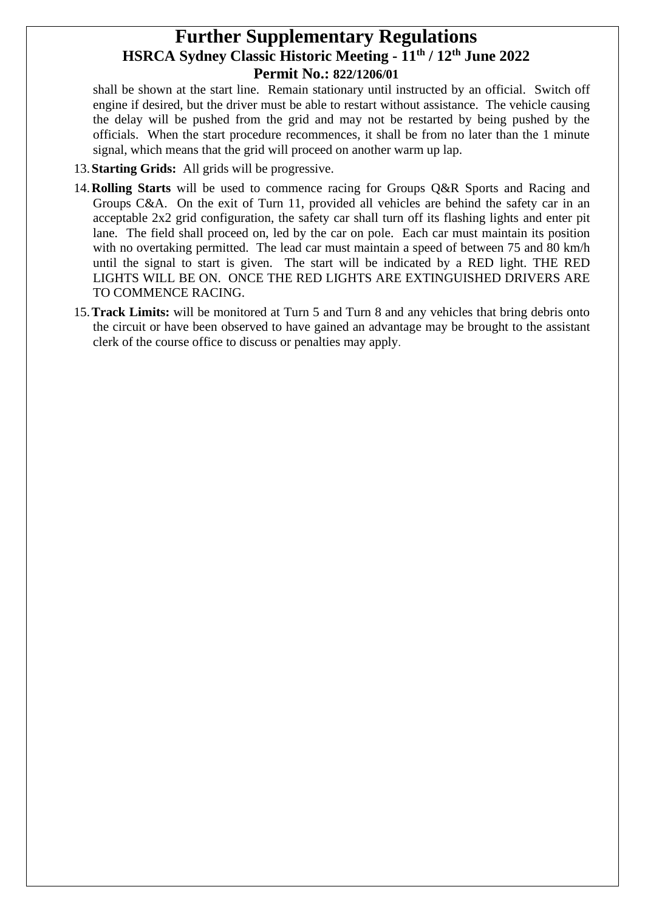shall be shown at the start line. Remain stationary until instructed by an official. Switch off engine if desired, but the driver must be able to restart without assistance. The vehicle causing the delay will be pushed from the grid and may not be restarted by being pushed by the officials. When the start procedure recommences, it shall be from no later than the 1 minute signal, which means that the grid will proceed on another warm up lap.

13. **Starting Grids:** All grids will be progressive.
14. **Rolling Starts** will be used to commence racing for Groups Q&R Sports and Racing and Groups C&A. On the exit of Turn 11, provided all vehicles are behind the safety car in an acceptable 2x2 grid configuration, the safety car shall turn off its flashing lights and enter pit lane. The field shall proceed on, led by the car on pole. Each car must maintain its position with no overtaking permitted. The lead car must maintain a speed of between 75 and 80 km/h until the signal to start is given. The start will be indicated by a RED light. THE RED LIGHTS WILL BE ON. ONCE THE RED LIGHTS ARE EXTINGUISHED DRIVERS ARE TO COMMENCE RACING.
15. **Track Limits:** will be monitored at Turn 5 and Turn 8 and any vehicles that bring debris onto the circuit or have been observed to have gained an advantage may be brought to the assistant clerk of the course office to discuss or penalties may apply.